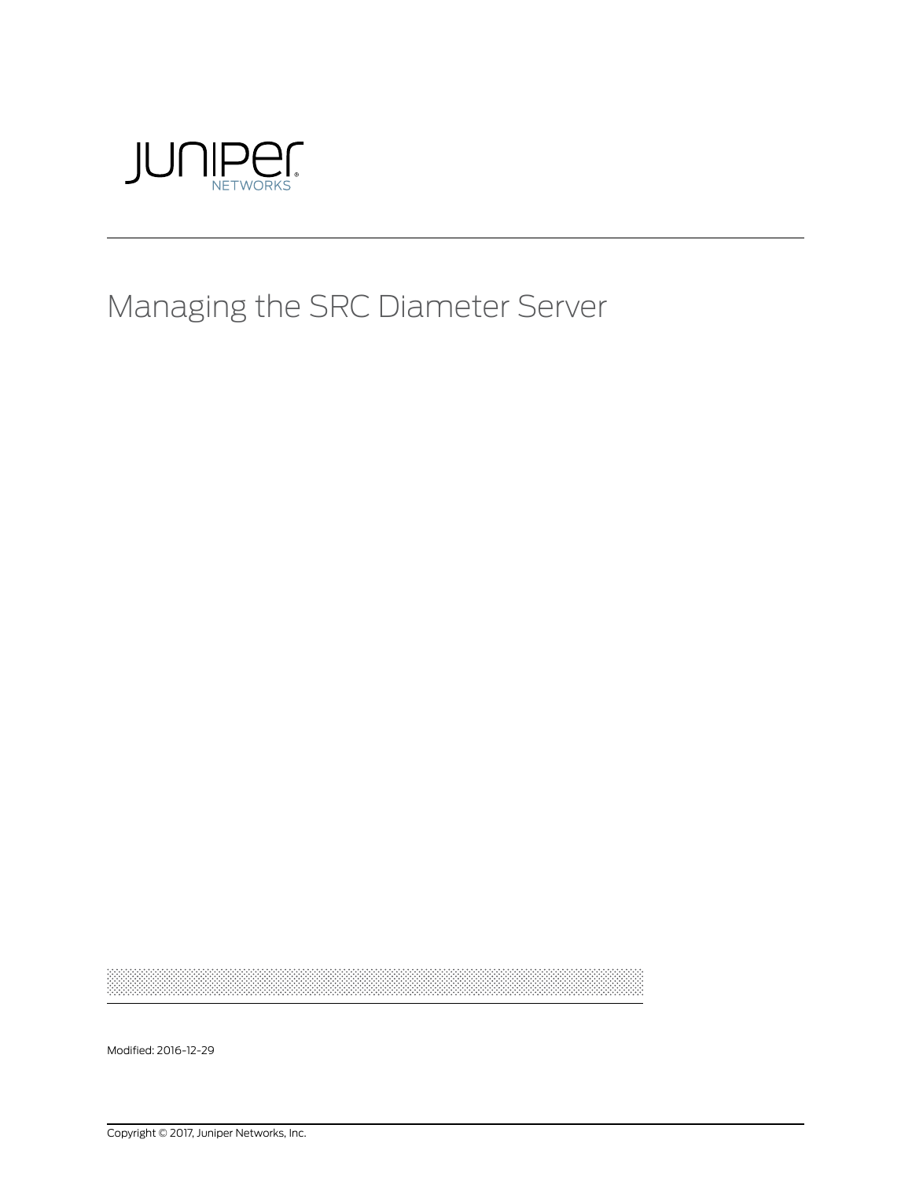# Managing the SRC Diameter Server

Modified: 2016-12-29

Copyright © 2017, Juniper Networks, Inc.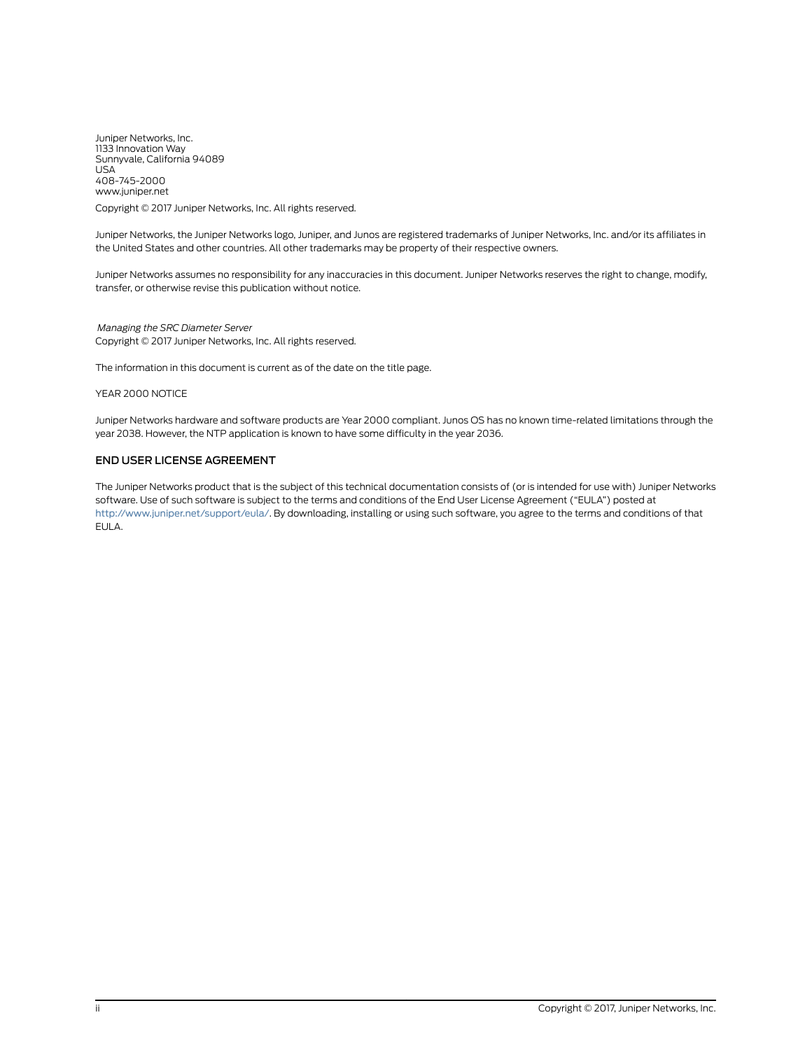Juniper Networks, Inc.
1133 Innovation Way
Sunnyvale, California 94089
USA
408-745-2000
www.juniper.net

Copyright © 2017 Juniper Networks, Inc. All rights reserved.

Juniper Networks, the Juniper Networks logo, Juniper, and Junos are registered trademarks of Juniper Networks, Inc. and/or its affiliates in the United States and other countries. All other trademarks may be property of their respective owners.

Juniper Networks assumes no responsibility for any inaccuracies in this document. Juniper Networks reserves the right to change, modify, transfer, or otherwise revise this publication without notice.

*Managing the SRC Diameter Server*
Copyright © 2017 Juniper Networks, Inc. All rights reserved.

The information in this document is current as of the date on the title page.

YEAR 2000 NOTICE

Juniper Networks hardware and software products are Year 2000 compliant. Junos OS has no known time-related limitations through the year 2038. However, the NTP application is known to have some difficulty in the year 2036.

## END USER LICENSE AGREEMENT

The Juniper Networks product that is the subject of this technical documentation consists of (or is intended for use with) Juniper Networks software. Use of such software is subject to the terms and conditions of the End User License Agreement ("EULA") posted at http://www.juniper.net/support/eula/. By downloading, installing or using such software, you agree to the terms and conditions of that EULA.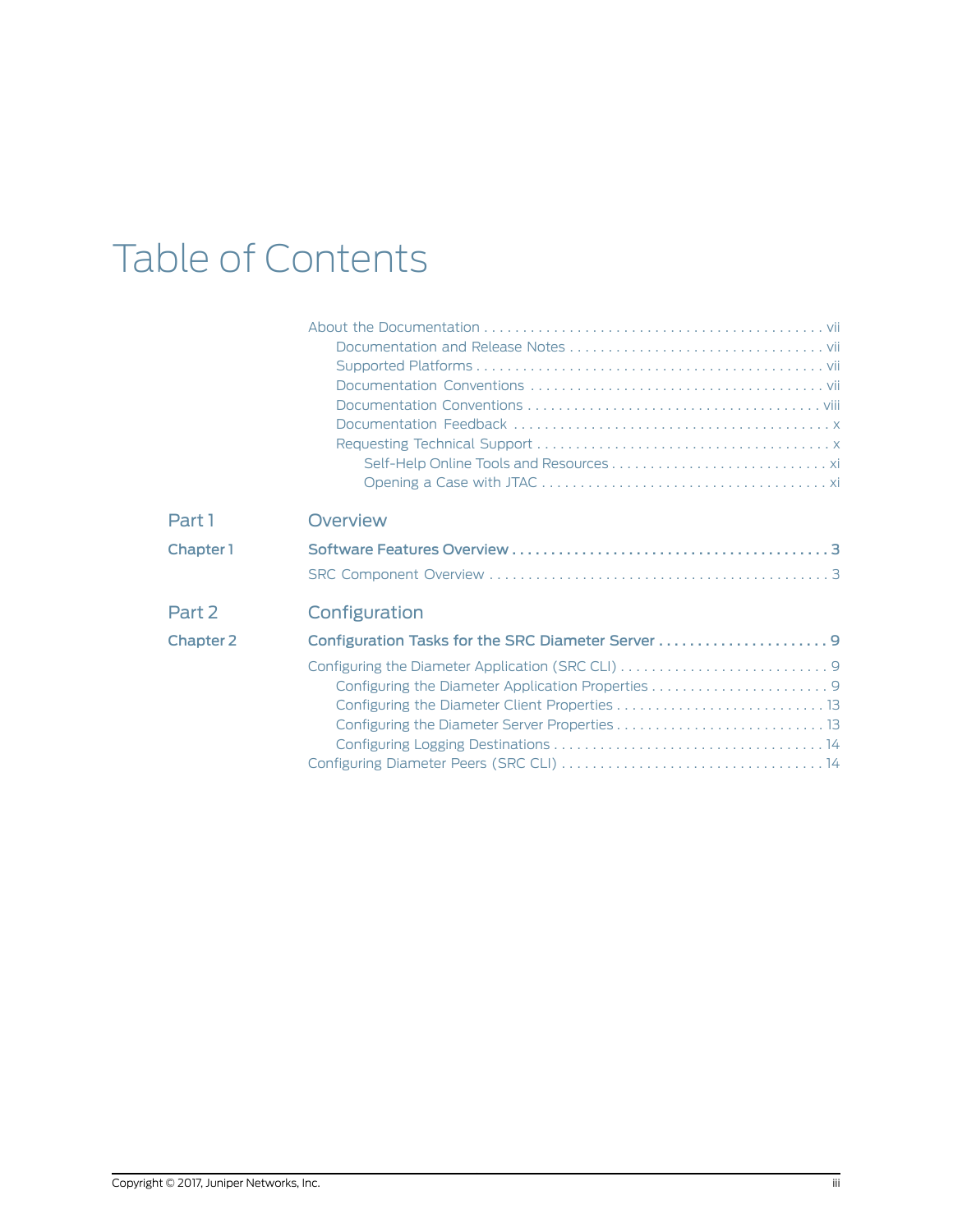# Table of Contents

- About the Documentation . . . . . . . . . . . . . . . . . . . . . . . . . . . . . . . . . . . . . . . . . . . . vii
  - Documentation and Release Notes . . . . . . . . . . . . . . . . . . . . . . . . . . . . . . . . . vii
  - Supported Platforms . . . . . . . . . . . . . . . . . . . . . . . . . . . . . . . . . . . . . . . . . . . vii
  - Documentation Conventions . . . . . . . . . . . . . . . . . . . . . . . . . . . . . . . . . . . . . vii
  - Documentation Conventions . . . . . . . . . . . . . . . . . . . . . . . . . . . . . . . . . . . . . viii
  - Documentation Feedback . . . . . . . . . . . . . . . . . . . . . . . . . . . . . . . . . . . . . . . . x
  - Requesting Technical Support . . . . . . . . . . . . . . . . . . . . . . . . . . . . . . . . . . . . x
    - Self-Help Online Tools and Resources . . . . . . . . . . . . . . . . . . . . . . . . . . . . xi
    - Opening a Case with JTAC . . . . . . . . . . . . . . . . . . . . . . . . . . . . . . . . . . . . . xi

## Part 1 Overview

**Chapter 1 Software Features Overview . . . . . . . . . . . . . . . . . . . . . . . . . . . . . . . . . . . . . . . . 3**

- SRC Component Overview . . . . . . . . . . . . . . . . . . . . . . . . . . . . . . . . . . . . . . . . . . . 3

## Part 2 Configuration

**Chapter 2 Configuration Tasks for the SRC Diameter Server . . . . . . . . . . . . . . . . . . . . . . . 9**

- Configuring the Diameter Application (SRC CLI) . . . . . . . . . . . . . . . . . . . . . . . . . . . 9
  - Configuring the Diameter Application Properties . . . . . . . . . . . . . . . . . . . . . . . 9
  - Configuring the Diameter Client Properties . . . . . . . . . . . . . . . . . . . . . . . . . . . 13
  - Configuring the Diameter Server Properties . . . . . . . . . . . . . . . . . . . . . . . . . . . 13
  - Configuring Logging Destinations . . . . . . . . . . . . . . . . . . . . . . . . . . . . . . . . . . 14
- Configuring Diameter Peers (SRC CLI) . . . . . . . . . . . . . . . . . . . . . . . . . . . . . . . . . . 14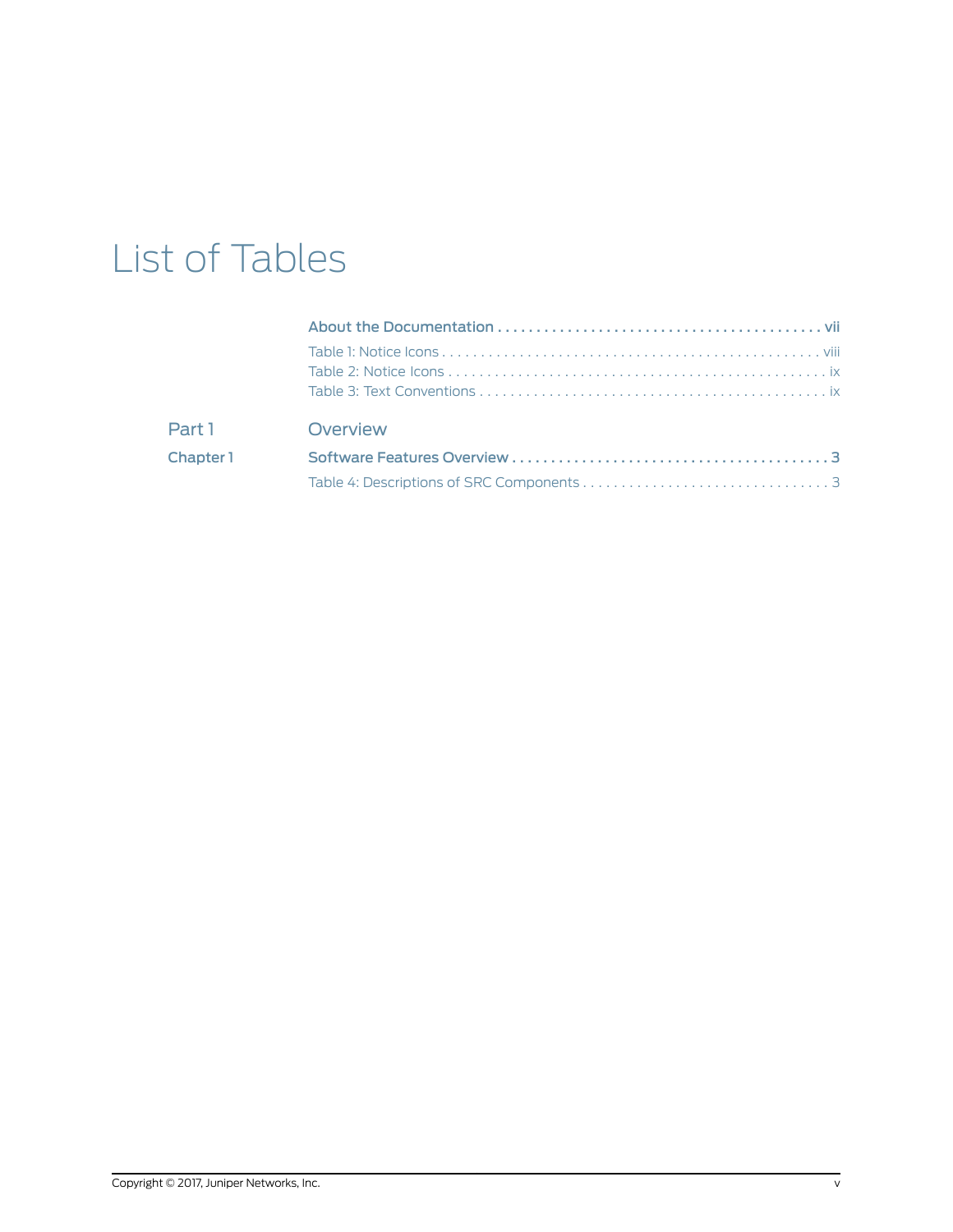# List of Tables

**About the Documentation . . . . . . . . . . . . . . . . . . . . . . . . . . . . . . . . . . . . . . . . . vii**

Table 1: Notice Icons . . . . . . . . . . . . . . . . . . . . . . . . . . . . . . . . . . . . . . . . . . . . . . . . . viii
Table 2: Notice Icons . . . . . . . . . . . . . . . . . . . . . . . . . . . . . . . . . . . . . . . . . . . . . . . . . ix
Table 3: Text Conventions . . . . . . . . . . . . . . . . . . . . . . . . . . . . . . . . . . . . . . . . . . . . . ix

## Part 1 Overview

**Chapter 1 Software Features Overview . . . . . . . . . . . . . . . . . . . . . . . . . . . . . . . . . . . . . . . . 3**

Table 4: Descriptions of SRC Components . . . . . . . . . . . . . . . . . . . . . . . . . . . . . . . . 3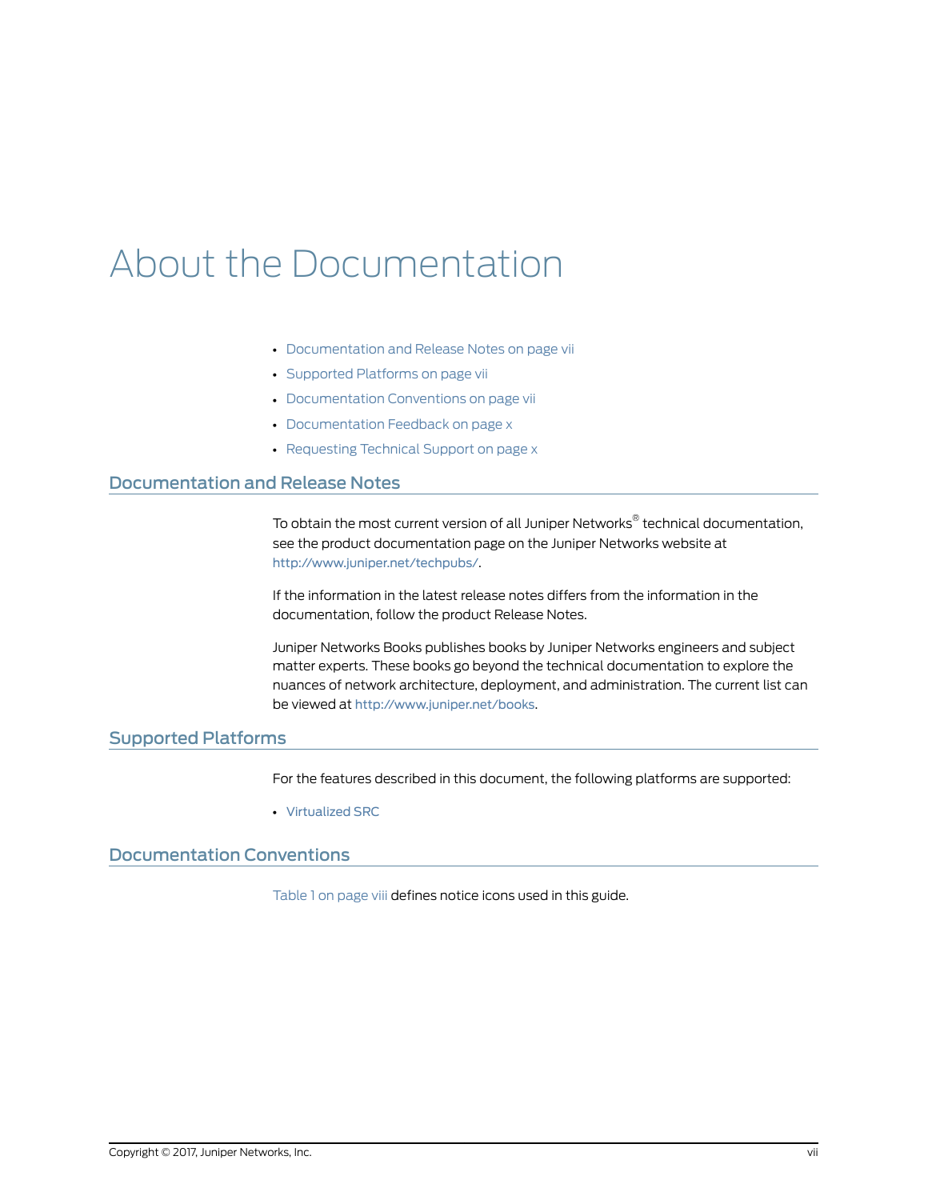# About the Documentation

- Documentation and Release Notes on page vii
- Supported Platforms on page vii
- Documentation Conventions on page vii
- Documentation Feedback on page x
- Requesting Technical Support on page x

## Documentation and Release Notes

To obtain the most current version of all Juniper Networks® technical documentation, see the product documentation page on the Juniper Networks website at http://www.juniper.net/techpubs/.

If the information in the latest release notes differs from the information in the documentation, follow the product Release Notes.

Juniper Networks Books publishes books by Juniper Networks engineers and subject matter experts. These books go beyond the technical documentation to explore the nuances of network architecture, deployment, and administration. The current list can be viewed at http://www.juniper.net/books.

## Supported Platforms

For the features described in this document, the following platforms are supported:

- Virtualized SRC

## Documentation Conventions

Table 1 on page viii defines notice icons used in this guide.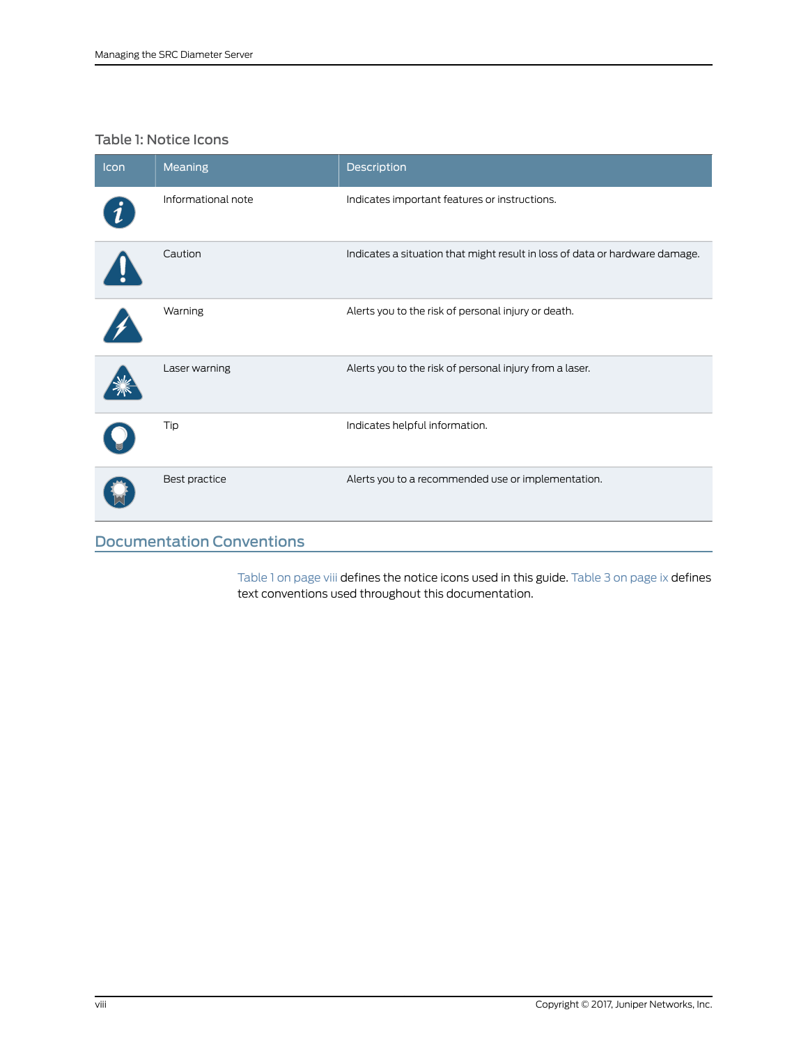Table 1: Notice Icons

| Icon | Meaning | Description |
| --- | --- | --- |
| | Informational note | Indicates important features or instructions. |
| | Caution | Indicates a situation that might result in loss of data or hardware damage. |
| | Warning | Alerts you to the risk of personal injury or death. |
| | Laser warning | Alerts you to the risk of personal injury from a laser. |
| | Tip | Indicates helpful information. |
| | Best practice | Alerts you to a recommended use or implementation. |

## Documentation Conventions

Table 1 on page viii defines the notice icons used in this guide. Table 3 on page ix defines text conventions used throughout this documentation.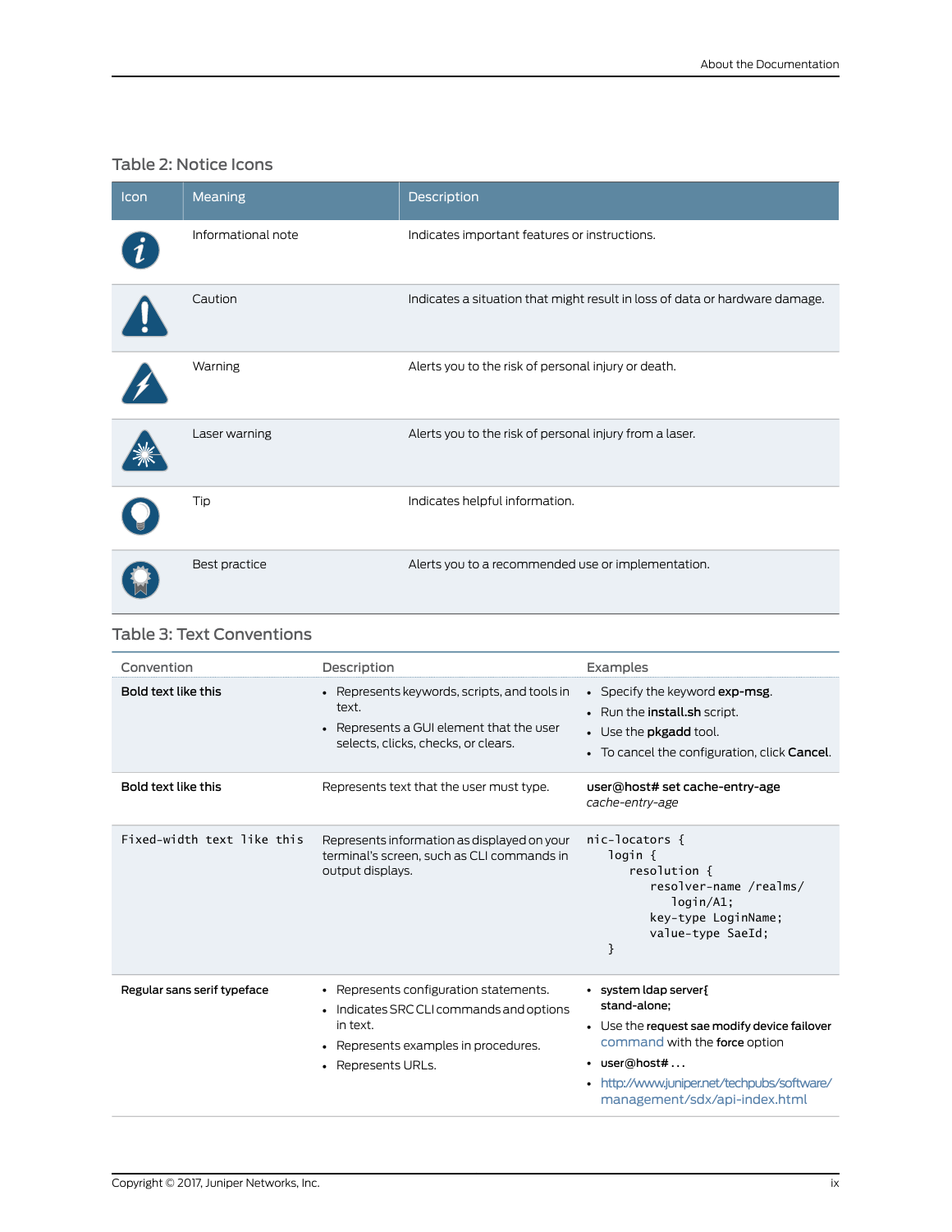Table 2: Notice Icons

| Icon | Meaning | Description |
| --- | --- | --- |
| | Informational note | Indicates important features or instructions. |
| | Caution | Indicates a situation that might result in loss of data or hardware damage. |
| | Warning | Alerts you to the risk of personal injury or death. |
| | Laser warning | Alerts you to the risk of personal injury from a laser. |
| | Tip | Indicates helpful information. |
| | Best practice | Alerts you to a recommended use or implementation. |

Table 3: Text Conventions

| Convention | Description | Examples |
| --- | --- | --- |
| **Bold text like this** | • Represents keywords, scripts, and tools in text.<br>• Represents a GUI element that the user selects, clicks, checks, or clears. | • Specify the keyword **exp-msg**.<br>• Run the **install.sh** script.<br>• Use the **pkgadd** tool.<br>• To cancel the configuration, click **Cancel**. |
| **Bold text like this** | Represents text that the user must type. | **user@host# set cache-entry-age** *cache-entry-age* |
| `Fixed-width text like this` | Represents information as displayed on your terminal's screen, such as CLI commands in output displays. | `nic-locators { login { resolution { resolver-name /realms/ login/A1; key-type LoginName; value-type SaeId; }` |
| Regular sans serif typeface | • Represents configuration statements.<br>• Indicates SRC CLI commands and options in text.<br>• Represents examples in procedures.<br>• Represents URLs. | • system ldap server{ stand-alone;<br>• Use the request sae modify device failover command with the force option<br>• user@host# . . .<br>• http://www.juniper.net/techpubs/software/management/sdx/api-index.html |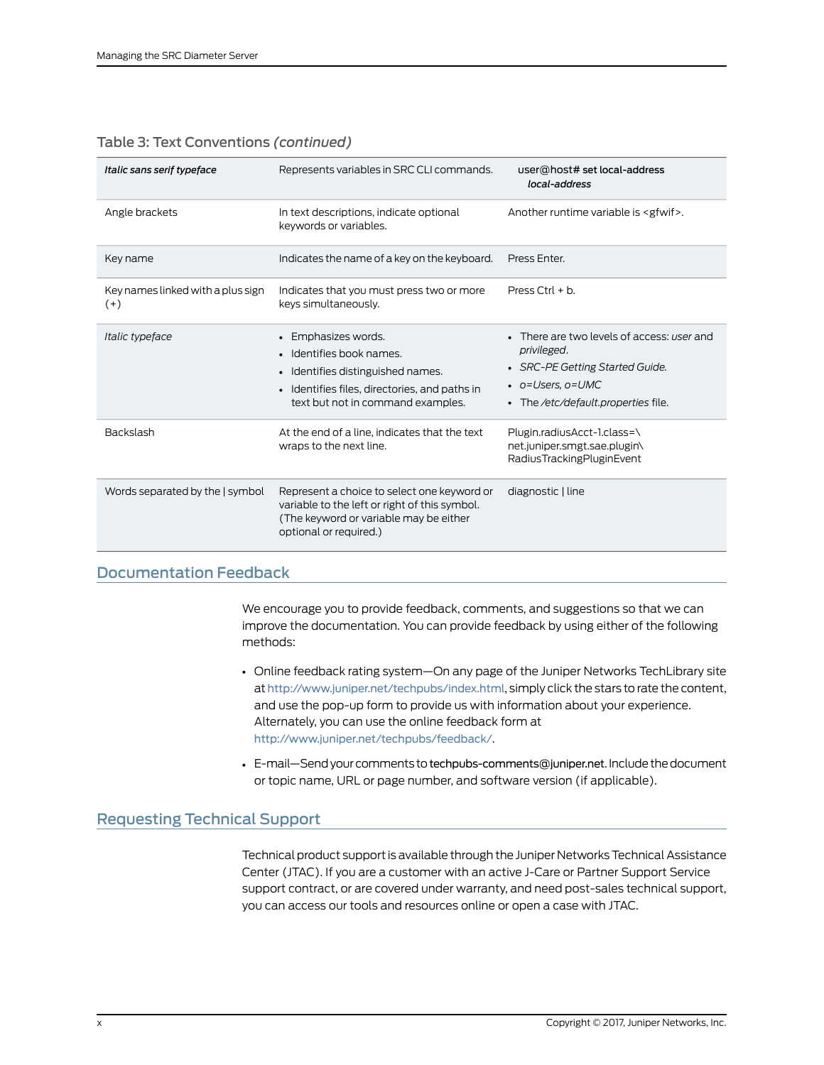Table 3: Text Conventions *(continued)*

| | | |
|---|---|---|
| ***Italic sans serif typeface*** | Represents variables in SRC CLI commands. | user@host# set local-address ***local-address*** |
| Angle brackets | In text descriptions, indicate optional keywords or variables. | Another runtime variable is <gfwif>. |
| Key name | Indicates the name of a key on the keyboard. | Press Enter. |
| Key names linked with a plus sign (+) | Indicates that you must press two or more keys simultaneously. | Press Ctrl + b. |
| *Italic typeface* | • Emphasizes words.<br>• Identifies book names.<br>• Identifies distinguished names.<br>• Identifies files, directories, and paths in text but not in command examples. | • There are two levels of access: *user* and *privileged*.<br>• *SRC-PE Getting Started Guide.*<br>• *o=Users, o=UMC*<br>• The */etc/default.properties* file. |
| Backslash | At the end of a line, indicates that the text wraps to the next line. | Plugin.radiusAcct-1.class=\ net.juniper.smgt.sae.plugin\ RadiusTrackingPluginEvent |
| Words separated by the \| symbol | Represent a choice to select one keyword or variable to the left or right of this symbol. (The keyword or variable may be either optional or required.) | diagnostic \| line |

## Documentation Feedback

We encourage you to provide feedback, comments, and suggestions so that we can improve the documentation. You can provide feedback by using either of the following methods:

- Online feedback rating system—On any page of the Juniper Networks TechLibrary site at http://www.juniper.net/techpubs/index.html, simply click the stars to rate the content, and use the pop-up form to provide us with information about your experience. Alternately, you can use the online feedback form at http://www.juniper.net/techpubs/feedback/.
- E-mail—Send your comments to techpubs-comments@juniper.net. Include the document or topic name, URL or page number, and software version (if applicable).

## Requesting Technical Support

Technical product support is available through the Juniper Networks Technical Assistance Center (JTAC). If you are a customer with an active J-Care or Partner Support Service support contract, or are covered under warranty, and need post-sales technical support, you can access our tools and resources online or open a case with JTAC.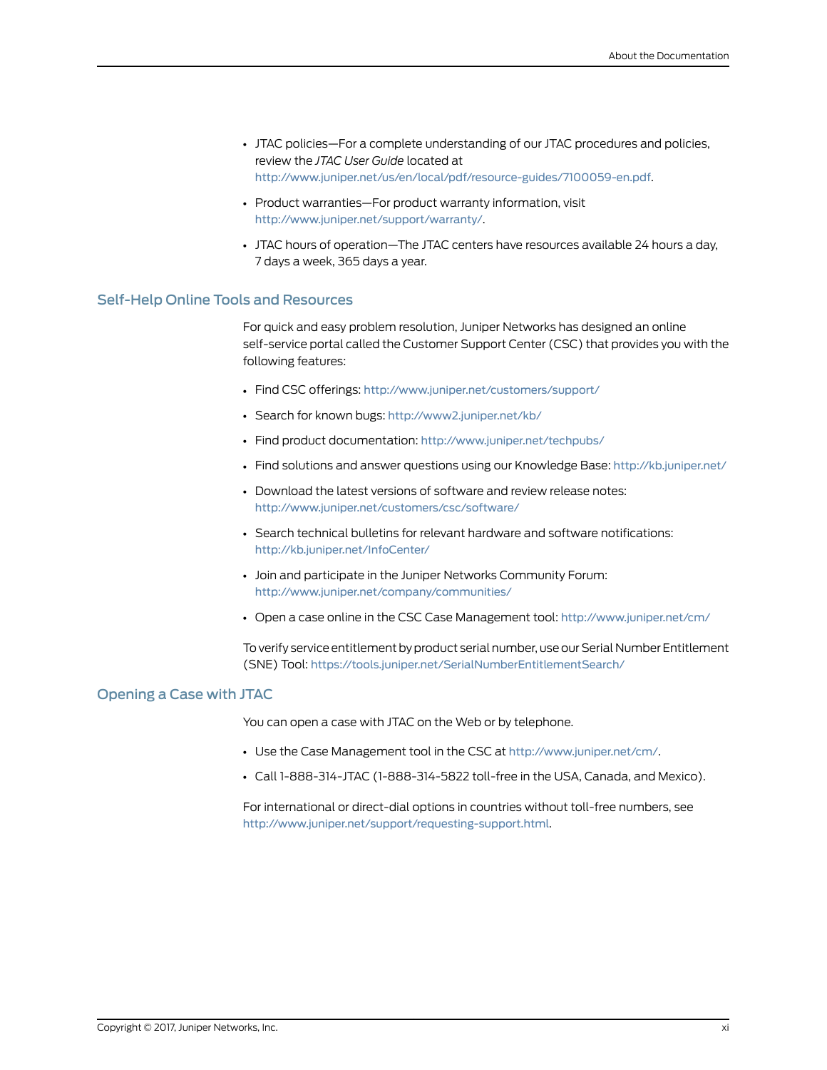- JTAC policies—For a complete understanding of our JTAC procedures and policies, review the *JTAC User Guide* located at http://www.juniper.net/us/en/local/pdf/resource-guides/7100059-en.pdf.
- Product warranties—For product warranty information, visit http://www.juniper.net/support/warranty/.
- JTAC hours of operation—The JTAC centers have resources available 24 hours a day, 7 days a week, 365 days a year.

## Self-Help Online Tools and Resources

For quick and easy problem resolution, Juniper Networks has designed an online self-service portal called the Customer Support Center (CSC) that provides you with the following features:

- Find CSC offerings: http://www.juniper.net/customers/support/
- Search for known bugs: http://www2.juniper.net/kb/
- Find product documentation: http://www.juniper.net/techpubs/
- Find solutions and answer questions using our Knowledge Base: http://kb.juniper.net/
- Download the latest versions of software and review release notes: http://www.juniper.net/customers/csc/software/
- Search technical bulletins for relevant hardware and software notifications: http://kb.juniper.net/InfoCenter/
- Join and participate in the Juniper Networks Community Forum: http://www.juniper.net/company/communities/
- Open a case online in the CSC Case Management tool: http://www.juniper.net/cm/

To verify service entitlement by product serial number, use our Serial Number Entitlement (SNE) Tool: https://tools.juniper.net/SerialNumberEntitlementSearch/

## Opening a Case with JTAC

You can open a case with JTAC on the Web or by telephone.

- Use the Case Management tool in the CSC at http://www.juniper.net/cm/.
- Call 1-888-314-JTAC (1-888-314-5822 toll-free in the USA, Canada, and Mexico).

For international or direct-dial options in countries without toll-free numbers, see http://www.juniper.net/support/requesting-support.html.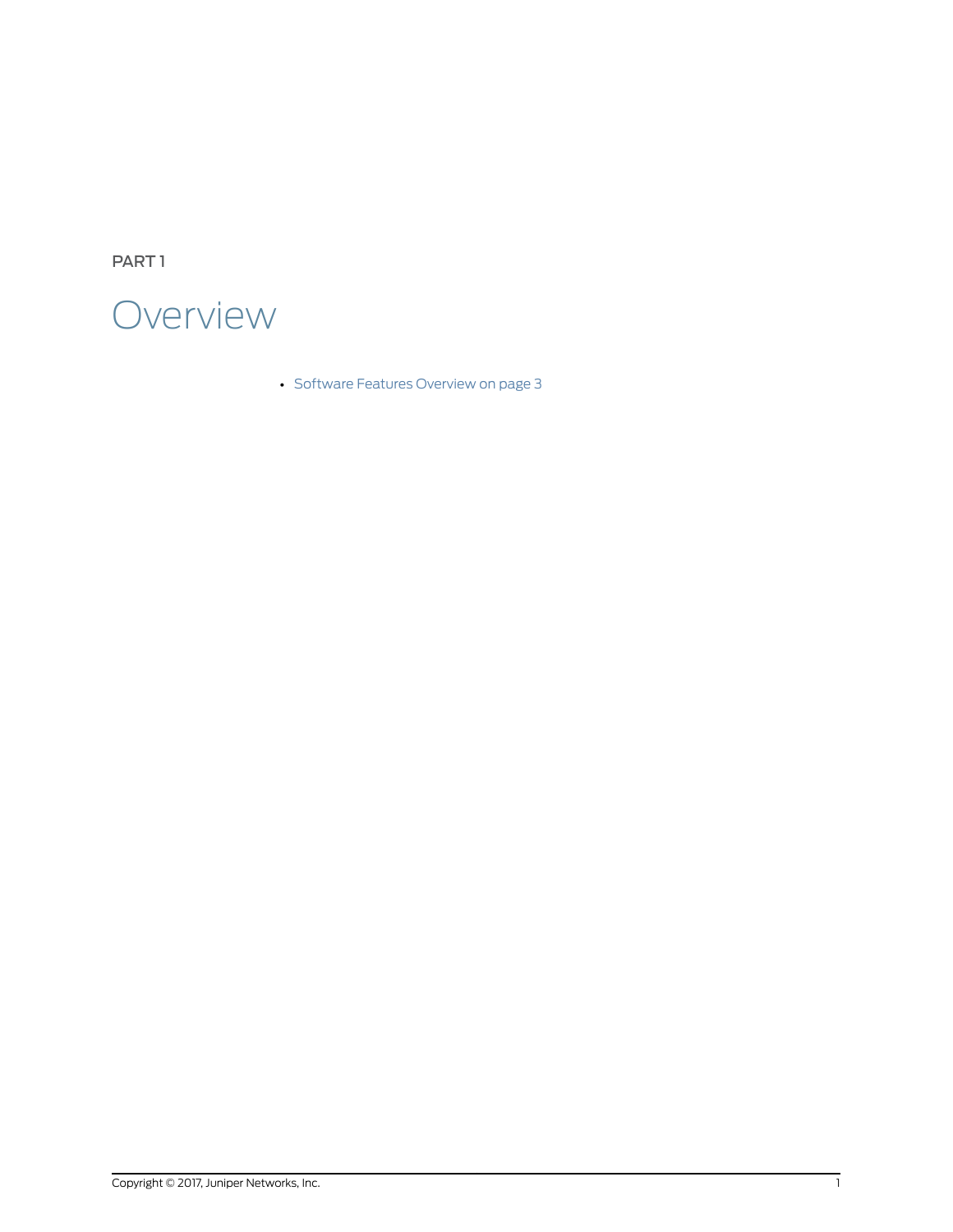PART 1

# Overview

- Software Features Overview on page 3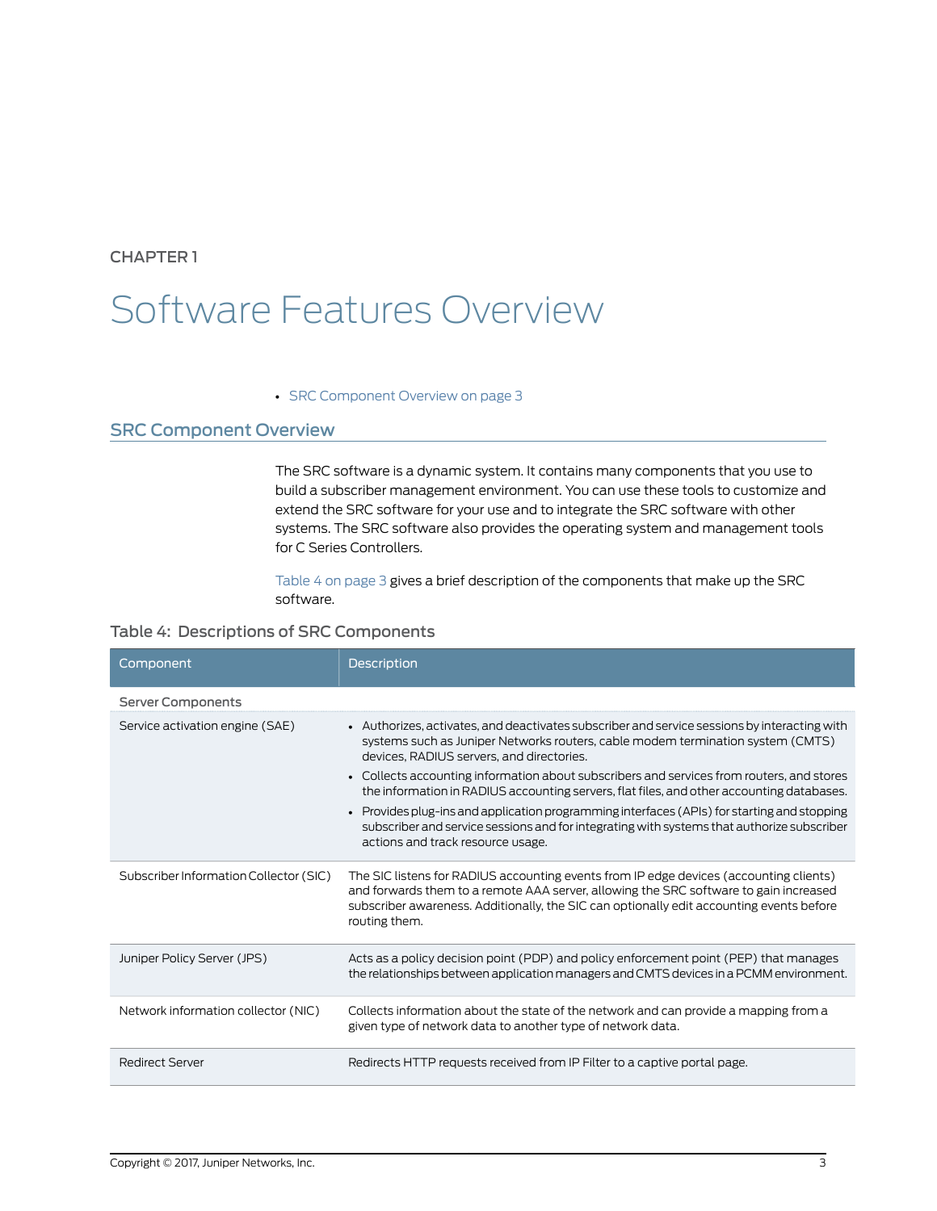CHAPTER 1

# Software Features Overview

- SRC Component Overview on page 3

## SRC Component Overview

The SRC software is a dynamic system. It contains many components that you use to build a subscriber management environment. You can use these tools to customize and extend the SRC software for your use and to integrate the SRC software with other systems. The SRC software also provides the operating system and management tools for C Series Controllers.

Table 4 on page 3 gives a brief description of the components that make up the SRC software.

### Table 4: Descriptions of SRC Components

| Component | Description |
|---|---|
| Server Components | |
| Service activation engine (SAE) | • Authorizes, activates, and deactivates subscriber and service sessions by interacting with systems such as Juniper Networks routers, cable modem termination system (CMTS) devices, RADIUS servers, and directories.<br>• Collects accounting information about subscribers and services from routers, and stores the information in RADIUS accounting servers, flat files, and other accounting databases.<br>• Provides plug-ins and application programming interfaces (APIs) for starting and stopping subscriber and service sessions and for integrating with systems that authorize subscriber actions and track resource usage. |
| Subscriber Information Collector (SIC) | The SIC listens for RADIUS accounting events from IP edge devices (accounting clients) and forwards them to a remote AAA server, allowing the SRC software to gain increased subscriber awareness. Additionally, the SIC can optionally edit accounting events before routing them. |
| Juniper Policy Server (JPS) | Acts as a policy decision point (PDP) and policy enforcement point (PEP) that manages the relationships between application managers and CMTS devices in a PCMM environment. |
| Network information collector (NIC) | Collects information about the state of the network and can provide a mapping from a given type of network data to another type of network data. |
| Redirect Server | Redirects HTTP requests received from IP Filter to a captive portal page. |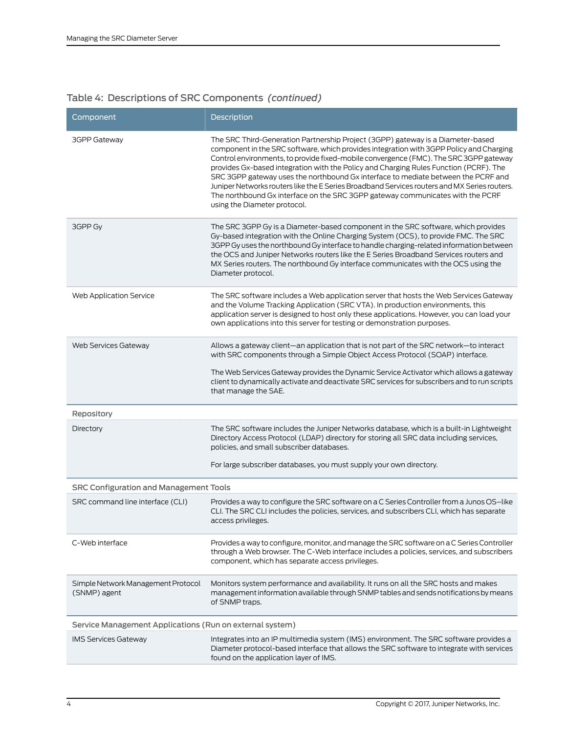Table 4: Descriptions of SRC Components *(continued)*

| Component | Description |
|---|---|
| 3GPP Gateway | The SRC Third-Generation Partnership Project (3GPP) gateway is a Diameter-based component in the SRC software, which provides integration with 3GPP Policy and Charging Control environments, to provide fixed-mobile convergence (FMC). The SRC 3GPP gateway provides Gx-based integration with the Policy and Charging Rules Function (PCRF). The SRC 3GPP gateway uses the northbound Gx interface to mediate between the PCRF and Juniper Networks routers like the E Series Broadband Services routers and MX Series routers. The northbound Gx interface on the SRC 3GPP gateway communicates with the PCRF using the Diameter protocol. |
| 3GPP Gy | The SRC 3GPP Gy is a Diameter-based component in the SRC software, which provides Gy-based integration with the Online Charging System (OCS), to provide FMC. The SRC 3GPP Gy uses the northbound Gy interface to handle charging-related information between the OCS and Juniper Networks routers like the E Series Broadband Services routers and MX Series routers. The northbound Gy interface communicates with the OCS using the Diameter protocol. |
| Web Application Service | The SRC software includes a Web application server that hosts the Web Services Gateway and the Volume Tracking Application (SRC VTA). In production environments, this application server is designed to host only these applications. However, you can load your own applications into this server for testing or demonstration purposes. |
| Web Services Gateway | Allows a gateway client—an application that is not part of the SRC network—to interact with SRC components through a Simple Object Access Protocol (SOAP) interface.<br><br>The Web Services Gateway provides the Dynamic Service Activator which allows a gateway client to dynamically activate and deactivate SRC services for subscribers and to run scripts that manage the SAE. |
| **Repository** | |
| Directory | The SRC software includes the Juniper Networks database, which is a built-in Lightweight Directory Access Protocol (LDAP) directory for storing all SRC data including services, policies, and small subscriber databases.<br><br>For large subscriber databases, you must supply your own directory. |
| **SRC Configuration and Management Tools** | |
| SRC command line interface (CLI) | Provides a way to configure the SRC software on a C Series Controller from a Junos OS–like CLI. The SRC CLI includes the policies, services, and subscribers CLI, which has separate access privileges. |
| C-Web interface | Provides a way to configure, monitor, and manage the SRC software on a C Series Controller through a Web browser. The C-Web interface includes a policies, services, and subscribers component, which has separate access privileges. |
| Simple Network Management Protocol (SNMP) agent | Monitors system performance and availability. It runs on all the SRC hosts and makes management information available through SNMP tables and sends notifications by means of SNMP traps. |
| **Service Management Applications (Run on external system)** | |
| IMS Services Gateway | Integrates into an IP multimedia system (IMS) environment. The SRC software provides a Diameter protocol-based interface that allows the SRC software to integrate with services found on the application layer of IMS. |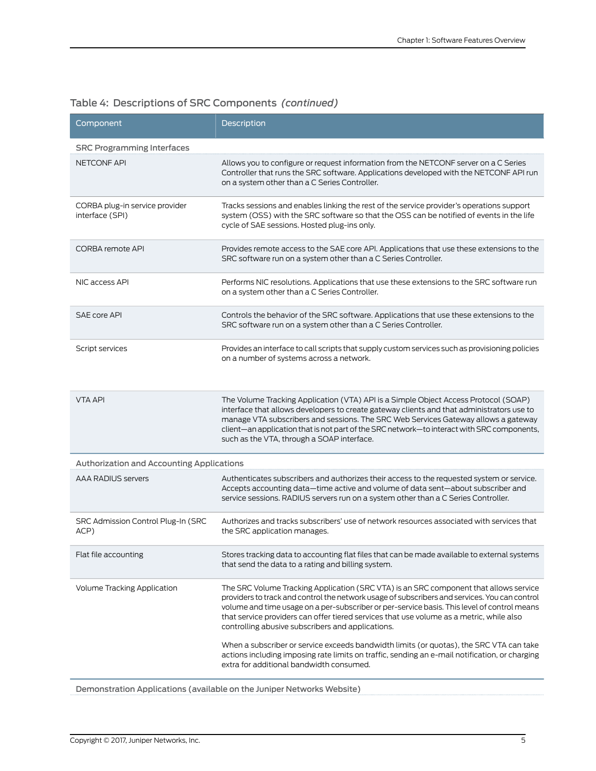Table 4: Descriptions of SRC Components *(continued)*

| Component | Description |
|---|---|
| SRC Programming Interfaces | |
| NETCONF API | Allows you to configure or request information from the NETCONF server on a C Series Controller that runs the SRC software. Applications developed with the NETCONF API run on a system other than a C Series Controller. |
| CORBA plug-in service provider interface (SPI) | Tracks sessions and enables linking the rest of the service provider's operations support system (OSS) with the SRC software so that the OSS can be notified of events in the life cycle of SAE sessions. Hosted plug-ins only. |
| CORBA remote API | Provides remote access to the SAE core API. Applications that use these extensions to the SRC software run on a system other than a C Series Controller. |
| NIC access API | Performs NIC resolutions. Applications that use these extensions to the SRC software run on a system other than a C Series Controller. |
| SAE core API | Controls the behavior of the SRC software. Applications that use these extensions to the SRC software run on a system other than a C Series Controller. |
| Script services | Provides an interface to call scripts that supply custom services such as provisioning policies on a number of systems across a network. |
| VTA API | The Volume Tracking Application (VTA) API is a Simple Object Access Protocol (SOAP) interface that allows developers to create gateway clients and that administrators use to manage VTA subscribers and sessions. The SRC Web Services Gateway allows a gateway client—an application that is not part of the SRC network—to interact with SRC components, such as the VTA, through a SOAP interface. |
| Authorization and Accounting Applications | |
| AAA RADIUS servers | Authenticates subscribers and authorizes their access to the requested system or service. Accepts accounting data—time active and volume of data sent—about subscriber and service sessions. RADIUS servers run on a system other than a C Series Controller. |
| SRC Admission Control Plug-In (SRC ACP) | Authorizes and tracks subscribers' use of network resources associated with services that the SRC application manages. |
| Flat file accounting | Stores tracking data to accounting flat files that can be made available to external systems that send the data to a rating and billing system. |
| Volume Tracking Application | The SRC Volume Tracking Application (SRC VTA) is an SRC component that allows service providers to track and control the network usage of subscribers and services. You can control volume and time usage on a per-subscriber or per-service basis. This level of control means that service providers can offer tiered services that use volume as a metric, while also controlling abusive subscribers and applications.<br><br>When a subscriber or service exceeds bandwidth limits (or quotas), the SRC VTA can take actions including imposing rate limits on traffic, sending an e-mail notification, or charging extra for additional bandwidth consumed. |
| Demonstration Applications (available on the Juniper Networks Website) | |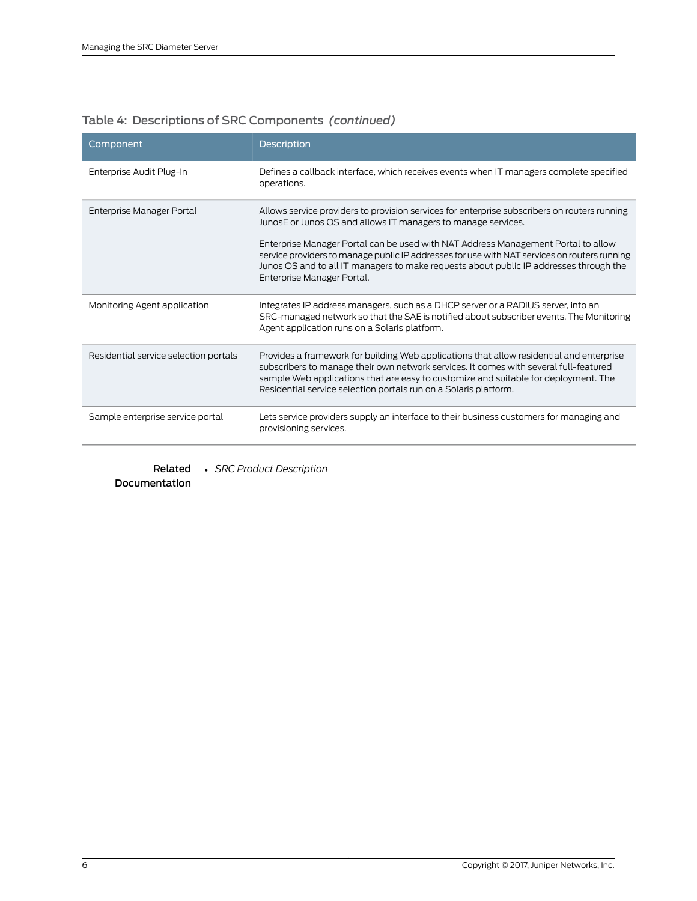Table 4: Descriptions of SRC Components *(continued)*

| Component | Description |
| --- | --- |
| Enterprise Audit Plug-In | Defines a callback interface, which receives events when IT managers complete specified operations. |
| Enterprise Manager Portal | Allows service providers to provision services for enterprise subscribers on routers running JunosE or Junos OS and allows IT managers to manage services.<br><br>Enterprise Manager Portal can be used with NAT Address Management Portal to allow service providers to manage public IP addresses for use with NAT services on routers running Junos OS and to all IT managers to make requests about public IP addresses through the Enterprise Manager Portal. |
| Monitoring Agent application | Integrates IP address managers, such as a DHCP server or a RADIUS server, into an SRC-managed network so that the SAE is notified about subscriber events. The Monitoring Agent application runs on a Solaris platform. |
| Residential service selection portals | Provides a framework for building Web applications that allow residential and enterprise subscribers to manage their own network services. It comes with several full-featured sample Web applications that are easy to customize and suitable for deployment. The Residential service selection portals run on a Solaris platform. |
| Sample enterprise service portal | Lets service providers supply an interface to their business customers for managing and provisioning services. |

**Related Documentation**

- *SRC Product Description*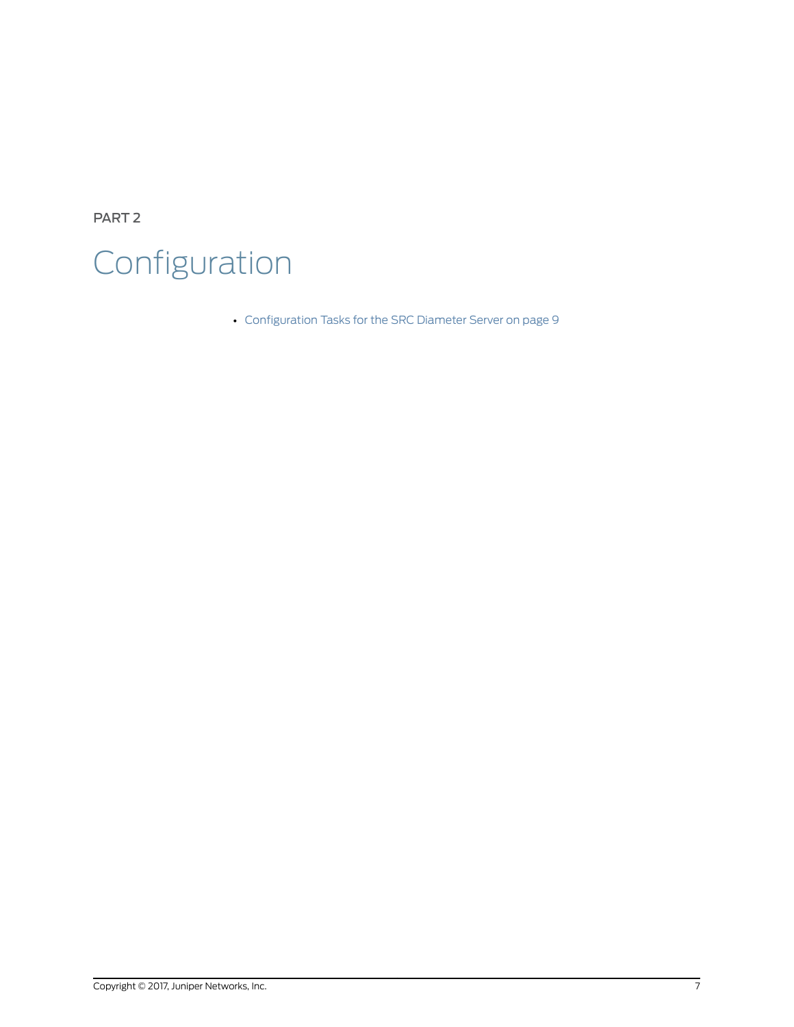PART 2

# Configuration

- Configuration Tasks for the SRC Diameter Server on page 9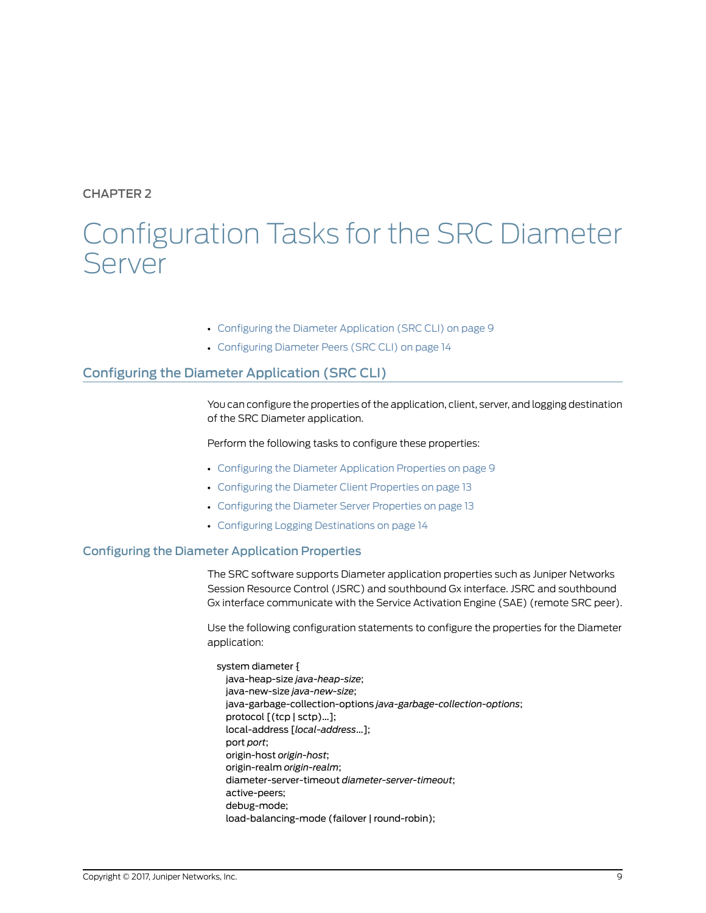CHAPTER 2

# Configuration Tasks for the SRC Diameter Server

- Configuring the Diameter Application (SRC CLI) on page 9
- Configuring Diameter Peers (SRC CLI) on page 14

## Configuring the Diameter Application (SRC CLI)

You can configure the properties of the application, client, server, and logging destination of the SRC Diameter application.

Perform the following tasks to configure these properties:

- Configuring the Diameter Application Properties on page 9
- Configuring the Diameter Client Properties on page 13
- Configuring the Diameter Server Properties on page 13
- Configuring Logging Destinations on page 14

### Configuring the Diameter Application Properties

The SRC software supports Diameter application properties such as Juniper Networks Session Resource Control (JSRC) and southbound Gx interface. JSRC and southbound Gx interface communicate with the Service Activation Engine (SAE) (remote SRC peer).

Use the following configuration statements to configure the properties for the Diameter application:

```
system diameter {
  java-heap-size java-heap-size;
  java-new-size java-new-size;
  java-garbage-collection-options java-garbage-collection-options;
  protocol [(tcp | sctp)...];
  local-address [local-address...];
  port port;
  origin-host origin-host;
  origin-realm origin-realm;
  diameter-server-timeout diameter-server-timeout;
  active-peers;
  debug-mode;
  load-balancing-mode (failover | round-robin);
```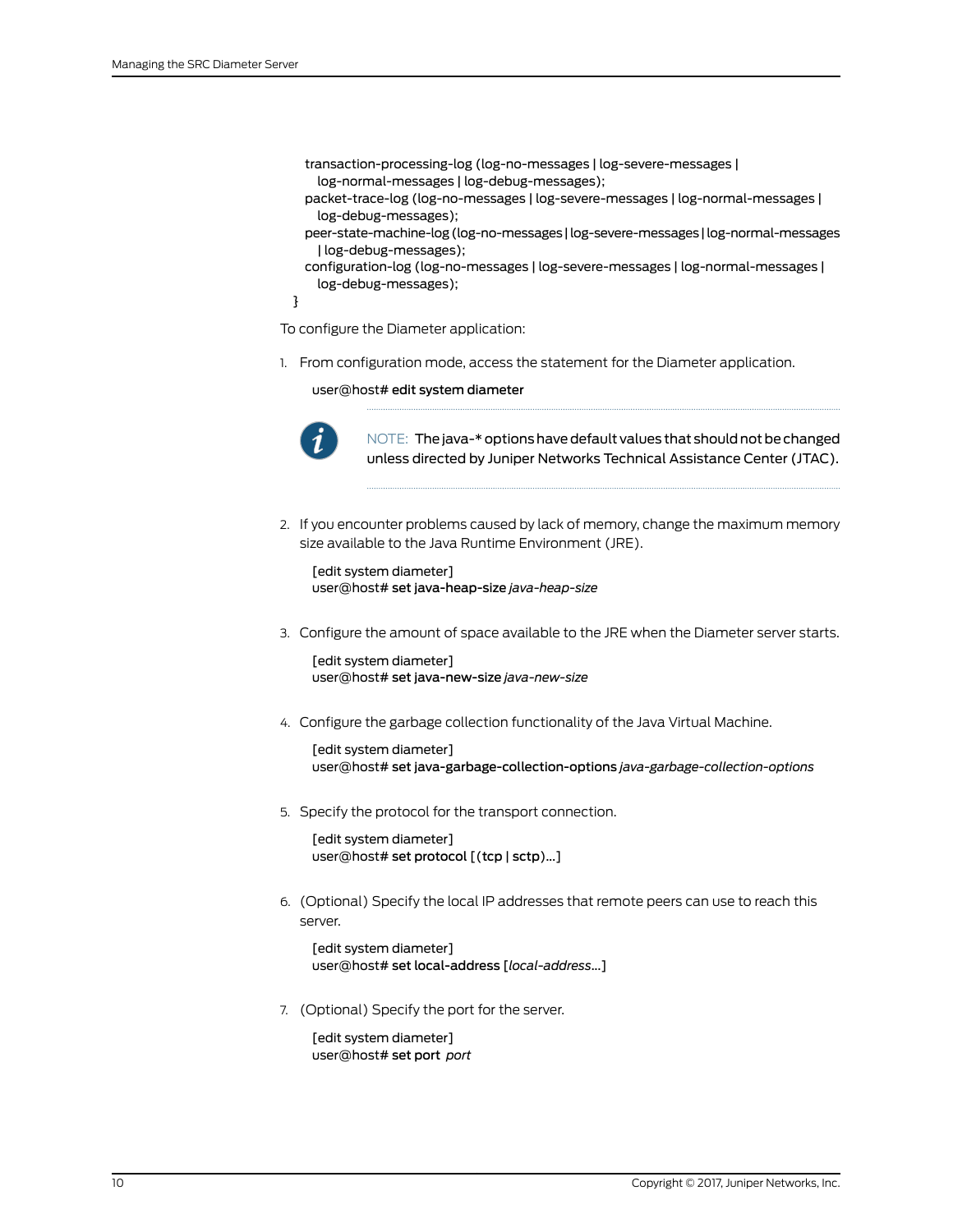```
    transaction-processing-log (log-no-messages | log-severe-messages |
      log-normal-messages | log-debug-messages);
    packet-trace-log (log-no-messages | log-severe-messages | log-normal-messages |
      log-debug-messages);
    peer-state-machine-log (log-no-messages | log-severe-messages | log-normal-messages
      | log-debug-messages);
    configuration-log (log-no-messages | log-severe-messages | log-normal-messages |
      log-debug-messages);
}
```

To configure the Diameter application:

1. From configuration mode, access the statement for the Diameter application.

   ```
   user@host# edit system diameter
   ```

   NOTE: The java-* options have default values that should not be changed unless directed by Juniper Networks Technical Assistance Center (JTAC).

2. If you encounter problems caused by lack of memory, change the maximum memory size available to the Java Runtime Environment (JRE).

   ```
   [edit system diameter]
   user@host# set java-heap-size java-heap-size
   ```

3. Configure the amount of space available to the JRE when the Diameter server starts.

   ```
   [edit system diameter]
   user@host# set java-new-size java-new-size
   ```

4. Configure the garbage collection functionality of the Java Virtual Machine.

   ```
   [edit system diameter]
   user@host# set java-garbage-collection-options java-garbage-collection-options
   ```

5. Specify the protocol for the transport connection.

   ```
   [edit system diameter]
   user@host# set protocol [(tcp | sctp)...]
   ```

6. (Optional) Specify the local IP addresses that remote peers can use to reach this server.

   ```
   [edit system diameter]
   user@host# set local-address [local-address...]
   ```

7. (Optional) Specify the port for the server.

   ```
   [edit system diameter]
   user@host# set port port
   ```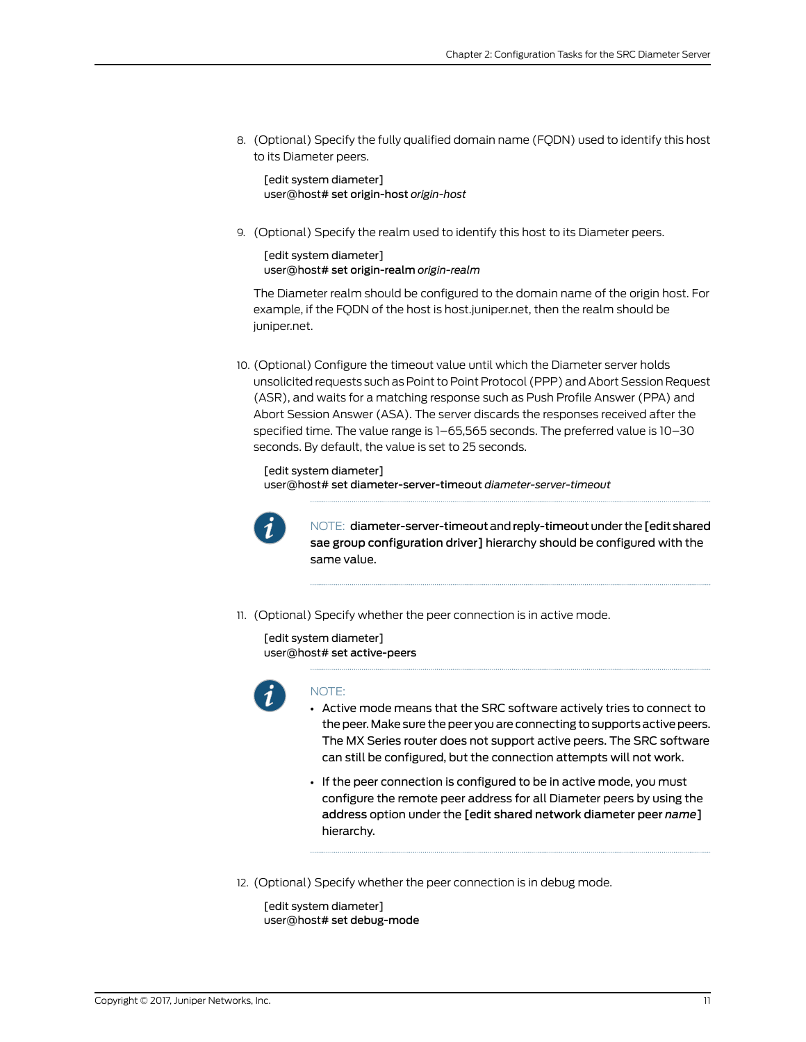8. (Optional) Specify the fully qualified domain name (FQDN) used to identify this host to its Diameter peers.

   [edit system diameter]
   user@host# **set origin-host** *origin-host*

9. (Optional) Specify the realm used to identify this host to its Diameter peers.

   [edit system diameter]
   user@host# **set origin-realm** *origin-realm*

   The Diameter realm should be configured to the domain name of the origin host. For example, if the FQDN of the host is host.juniper.net, then the realm should be juniper.net.

10. (Optional) Configure the timeout value until which the Diameter server holds unsolicited requests such as Point to Point Protocol (PPP) and Abort Session Request (ASR), and waits for a matching response such as Push Profile Answer (PPA) and Abort Session Answer (ASA). The server discards the responses received after the specified time. The value range is 1–65,565 seconds. The preferred value is 10–30 seconds. By default, the value is set to 25 seconds.

    [edit system diameter]
    user@host# **set diameter-server-timeout** *diameter-server-timeout*

    NOTE: **diameter-server-timeout** and **reply-timeout** under the **[edit shared sae group configuration driver]** hierarchy should be configured with the same value.

11. (Optional) Specify whether the peer connection is in active mode.

    [edit system diameter]
    user@host# **set active-peers**

    NOTE:

    - Active mode means that the SRC software actively tries to connect to the peer. Make sure the peer you are connecting to supports active peers. The MX Series router does not support active peers. The SRC software can still be configured, but the connection attempts will not work.
    - If the peer connection is configured to be in active mode, you must configure the remote peer address for all Diameter peers by using the **address** option under the **[edit shared network diameter peer** *name***]** hierarchy.

12. (Optional) Specify whether the peer connection is in debug mode.

    [edit system diameter]
    user@host# **set debug-mode**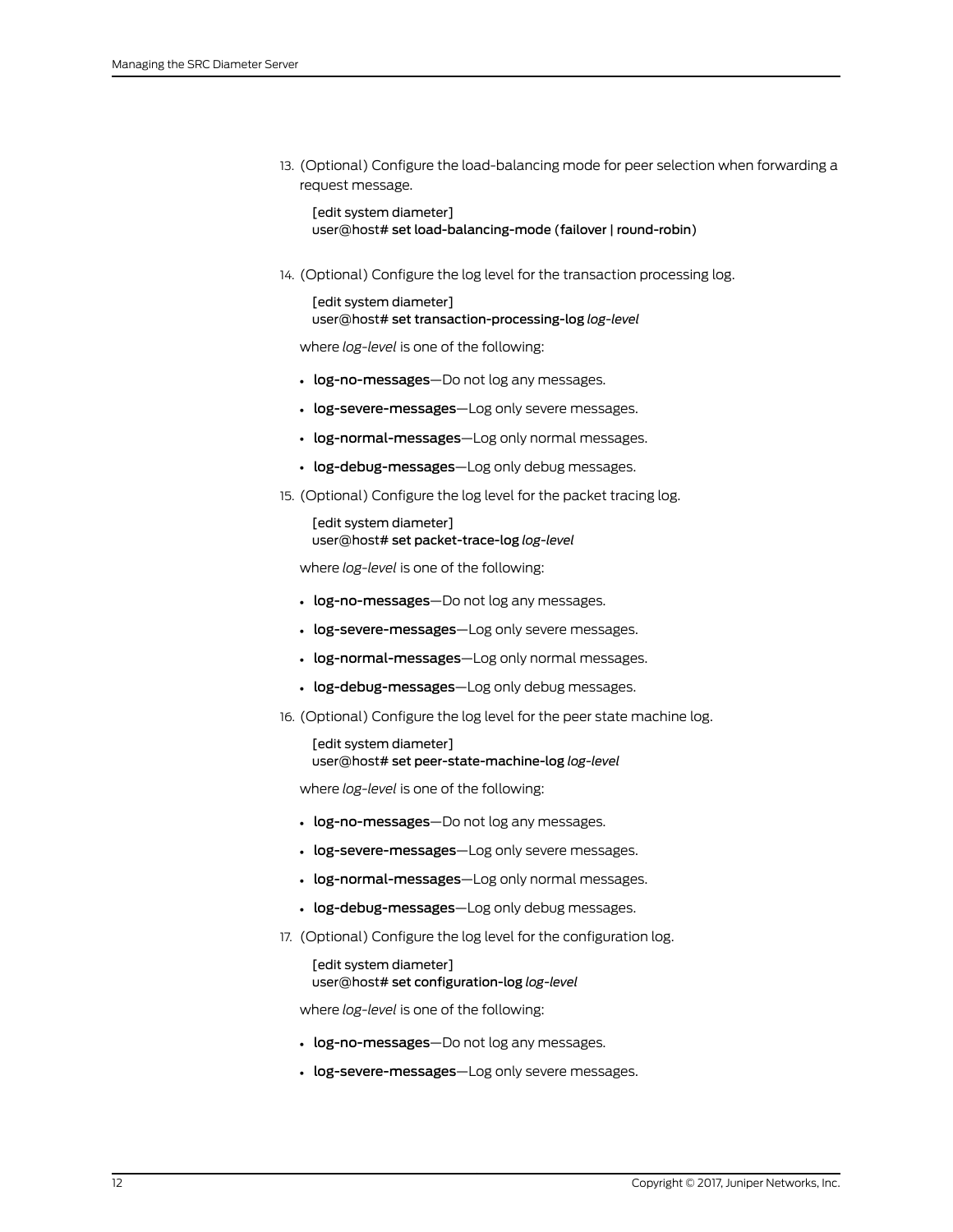13. (Optional) Configure the load-balancing mode for peer selection when forwarding a request message.

    ```
    [edit system diameter]
    user@host# set load-balancing-mode (failover | round-robin)
    ```

14. (Optional) Configure the log level for the transaction processing log.

    ```
    [edit system diameter]
    user@host# set transaction-processing-log log-level
    ```

    where *log-level* is one of the following:

    - **log-no-messages**—Do not log any messages.
    - **log-severe-messages**—Log only severe messages.
    - **log-normal-messages**—Log only normal messages.
    - **log-debug-messages**—Log only debug messages.

15. (Optional) Configure the log level for the packet tracing log.

    ```
    [edit system diameter]
    user@host# set packet-trace-log log-level
    ```

    where *log-level* is one of the following:

    - **log-no-messages**—Do not log any messages.
    - **log-severe-messages**—Log only severe messages.
    - **log-normal-messages**—Log only normal messages.
    - **log-debug-messages**—Log only debug messages.

16. (Optional) Configure the log level for the peer state machine log.

    ```
    [edit system diameter]
    user@host# set peer-state-machine-log log-level
    ```

    where *log-level* is one of the following:

    - **log-no-messages**—Do not log any messages.
    - **log-severe-messages**—Log only severe messages.
    - **log-normal-messages**—Log only normal messages.
    - **log-debug-messages**—Log only debug messages.

17. (Optional) Configure the log level for the configuration log.

    ```
    [edit system diameter]
    user@host# set configuration-log log-level
    ```

    where *log-level* is one of the following:

    - **log-no-messages**—Do not log any messages.
    - **log-severe-messages**—Log only severe messages.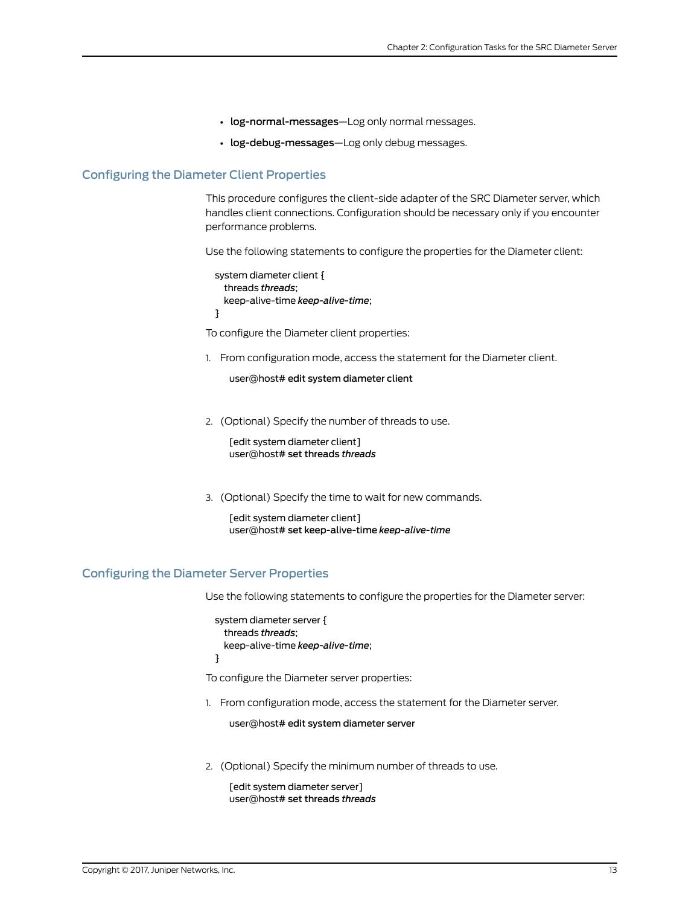- **log-normal-messages**—Log only normal messages.
- **log-debug-messages**—Log only debug messages.

## Configuring the Diameter Client Properties

This procedure configures the client-side adapter of the SRC Diameter server, which handles client connections. Configuration should be necessary only if you encounter performance problems.

Use the following statements to configure the properties for the Diameter client:

```
system diameter client {
  threads threads;
  keep-alive-time keep-alive-time;
}
```

To configure the Diameter client properties:

1. From configuration mode, access the statement for the Diameter client.

   ```
   user@host# edit system diameter client
   ```

2. (Optional) Specify the number of threads to use.

   ```
   [edit system diameter client]
   user@host# set threads threads
   ```

3. (Optional) Specify the time to wait for new commands.

   ```
   [edit system diameter client]
   user@host# set keep-alive-time keep-alive-time
   ```

## Configuring the Diameter Server Properties

Use the following statements to configure the properties for the Diameter server:

```
system diameter server {
  threads threads;
  keep-alive-time keep-alive-time;
}
```

To configure the Diameter server properties:

1. From configuration mode, access the statement for the Diameter server.

   ```
   user@host# edit system diameter server
   ```

2. (Optional) Specify the minimum number of threads to use.

   ```
   [edit system diameter server]
   user@host# set threads threads
   ```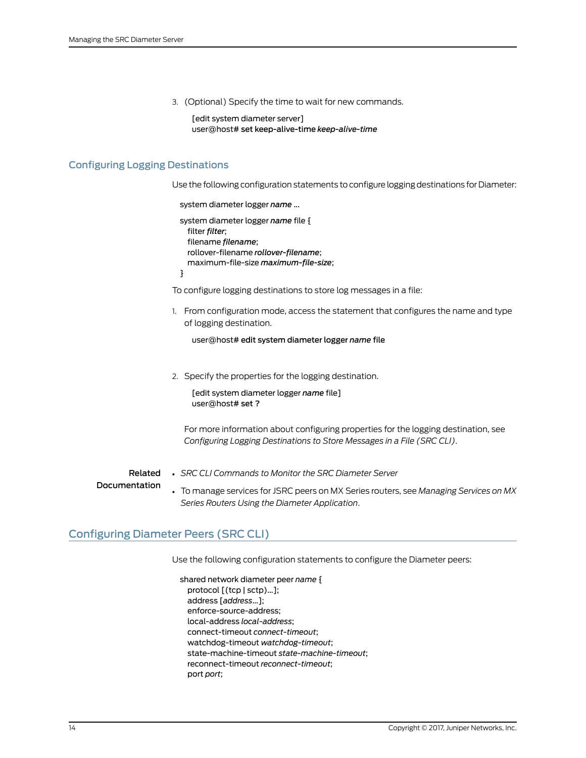3. (Optional) Specify the time to wait for new commands.

   ```
   [edit system diameter server]
   user@host# set keep-alive-time keep-alive-time
   ```

## Configuring Logging Destinations

Use the following configuration statements to configure logging destinations for Diameter:

```
system diameter logger name ...

system diameter logger name file {
  filter filter;
  filename filename;
  rollover-filename rollover-filename;
  maximum-file-size maximum-file-size;
}
```

To configure logging destinations to store log messages in a file:

1. From configuration mode, access the statement that configures the name and type of logging destination.

   ```
   user@host# edit system diameter logger name file
   ```

2. Specify the properties for the logging destination.

   ```
   [edit system diameter logger name file]
   user@host# set ?
   ```

   For more information about configuring properties for the logging destination, see *Configuring Logging Destinations to Store Messages in a File (SRC CLI)*.

**Related Documentation**

- *SRC CLI Commands to Monitor the SRC Diameter Server*
- To manage services for JSRC peers on MX Series routers, see *Managing Services on MX Series Routers Using the Diameter Application*.

## Configuring Diameter Peers (SRC CLI)

Use the following configuration statements to configure the Diameter peers:

```
shared network diameter peer name {
  protocol [(tcp | sctp)...];
  address [address...];
  enforce-source-address;
  local-address local-address;
  connect-timeout connect-timeout;
  watchdog-timeout watchdog-timeout;
  state-machine-timeout state-machine-timeout;
  reconnect-timeout reconnect-timeout;
  port port;
```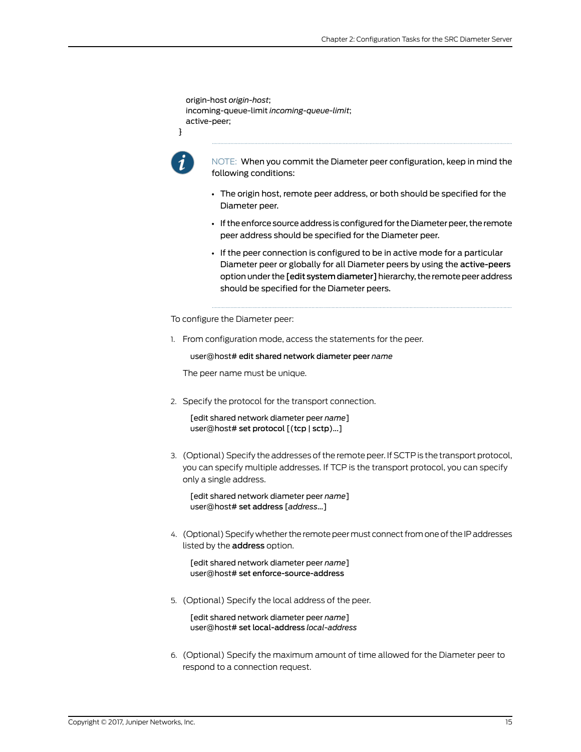```
    origin-host origin-host;
    incoming-queue-limit incoming-queue-limit;
    active-peer;
}
```

NOTE: When you commit the Diameter peer configuration, keep in mind the following conditions:

- The origin host, remote peer address, or both should be specified for the Diameter peer.
- If the enforce source address is configured for the Diameter peer, the remote peer address should be specified for the Diameter peer.
- If the peer connection is configured to be in active mode for a particular Diameter peer or globally for all Diameter peers by using the **active-peers** option under the **[edit system diameter]** hierarchy, the remote peer address should be specified for the Diameter peers.

To configure the Diameter peer:

1. From configuration mode, access the statements for the peer.

   ```
   user@host# edit shared network diameter peer name
   ```

   The peer name must be unique.

2. Specify the protocol for the transport connection.

   ```
   [edit shared network diameter peer name]
   user@host# set protocol [(tcp | sctp)...]
   ```

3. (Optional) Specify the addresses of the remote peer. If SCTP is the transport protocol, you can specify multiple addresses. If TCP is the transport protocol, you can specify only a single address.

   ```
   [edit shared network diameter peer name]
   user@host# set address [address...]
   ```

4. (Optional) Specify whether the remote peer must connect from one of the IP addresses listed by the **address** option.

   ```
   [edit shared network diameter peer name]
   user@host# set enforce-source-address
   ```

5. (Optional) Specify the local address of the peer.

   ```
   [edit shared network diameter peer name]
   user@host# set local-address local-address
   ```

6. (Optional) Specify the maximum amount of time allowed for the Diameter peer to respond to a connection request.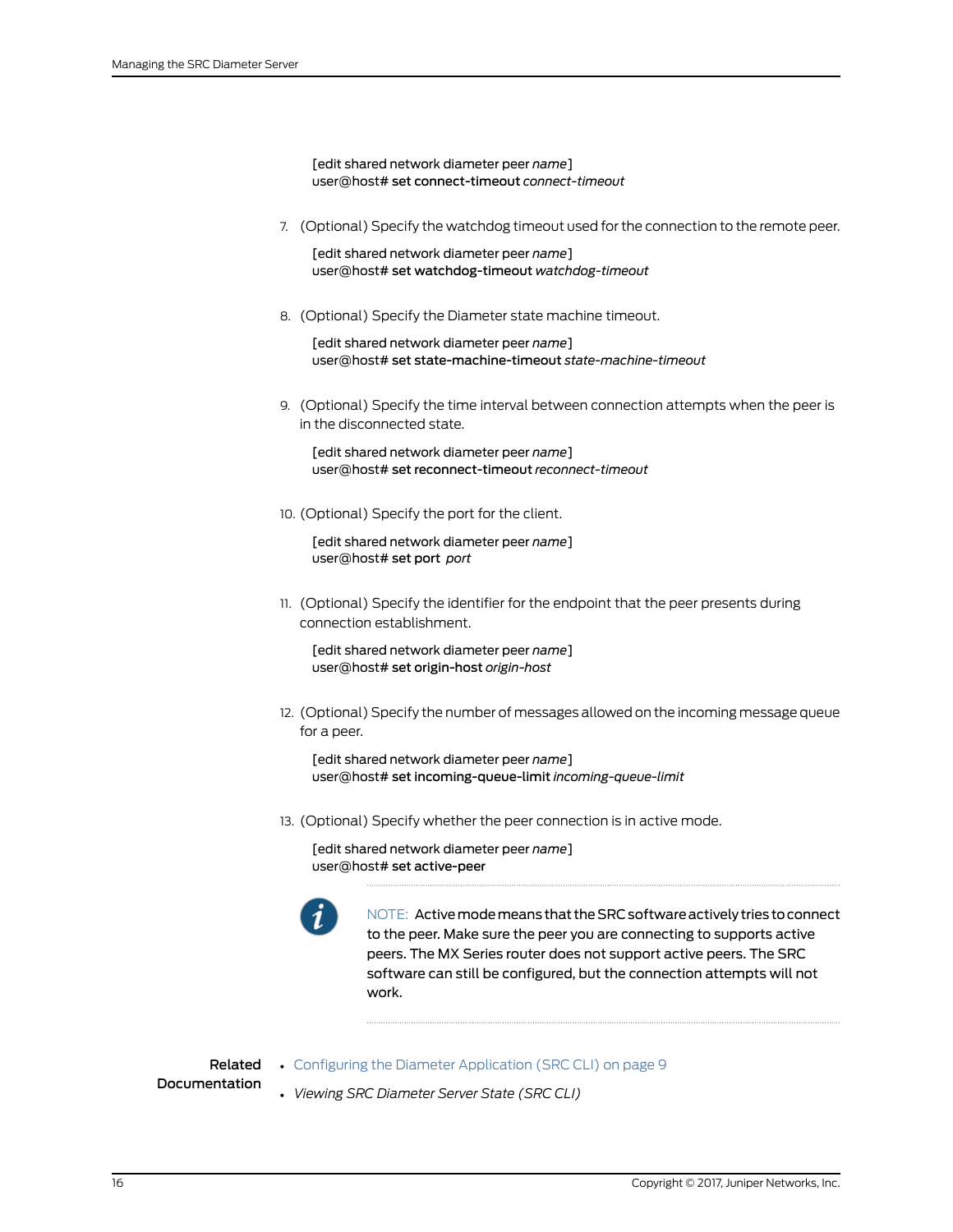```
[edit shared network diameter peer name]
user@host# set connect-timeout connect-timeout
```

7. (Optional) Specify the watchdog timeout used for the connection to the remote peer.

   ```
   [edit shared network diameter peer name]
   user@host# set watchdog-timeout watchdog-timeout
   ```

8. (Optional) Specify the Diameter state machine timeout.

   ```
   [edit shared network diameter peer name]
   user@host# set state-machine-timeout state-machine-timeout
   ```

9. (Optional) Specify the time interval between connection attempts when the peer is in the disconnected state.

   ```
   [edit shared network diameter peer name]
   user@host# set reconnect-timeout reconnect-timeout
   ```

10. (Optional) Specify the port for the client.

    ```
    [edit shared network diameter peer name]
    user@host# set port port
    ```

11. (Optional) Specify the identifier for the endpoint that the peer presents during connection establishment.

    ```
    [edit shared network diameter peer name]
    user@host# set origin-host origin-host
    ```

12. (Optional) Specify the number of messages allowed on the incoming message queue for a peer.

    ```
    [edit shared network diameter peer name]
    user@host# set incoming-queue-limit incoming-queue-limit
    ```

13. (Optional) Specify whether the peer connection is in active mode.

    ```
    [edit shared network diameter peer name]
    user@host# set active-peer
    ```

    NOTE: Active mode means that the SRC software actively tries to connect to the peer. Make sure the peer you are connecting to supports active peers. The MX Series router does not support active peers. The SRC software can still be configured, but the connection attempts will not work.

**Related Documentation**

- Configuring the Diameter Application (SRC CLI) on page 9
- *Viewing SRC Diameter Server State (SRC CLI)*